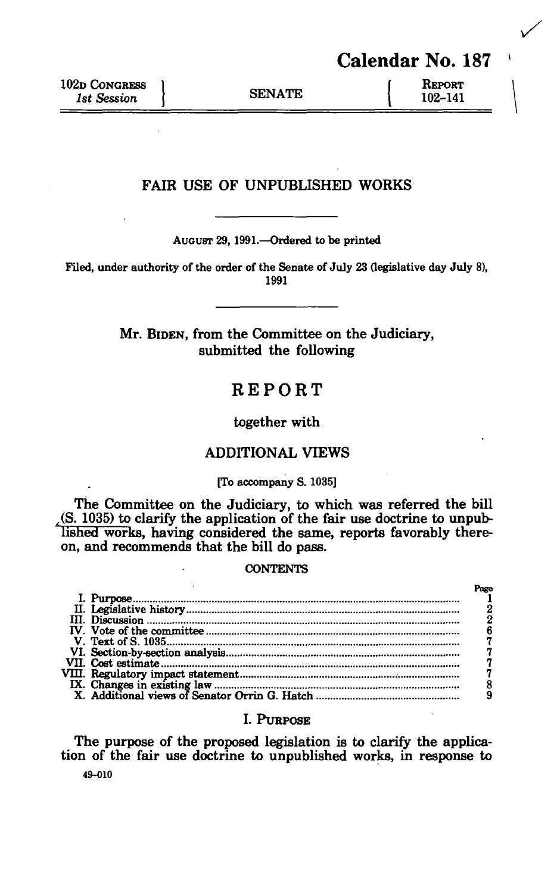# Calendar No. 187

102D CONGRESS
*1st Session*

SENATE

REPORT
102–141

## FAIR USE OF UNPUBLISHED WORKS

AUGUST 29, 1991.—Ordered to be printed

Filed, under authority of the order of the Senate of July 23 (legislative day July 8), 1991

Mr. BIDEN, from the Committee on the Judiciary, submitted the following

## REPORT

together with

## ADDITIONAL VIEWS

[To accompany S. 1035]

The Committee on the Judiciary, to which was referred the bill (S. 1035) to clarify the application of the fair use doctrine to unpublished works, having considered the same, reports favorably thereon, and recommends that the bill do pass.

CONTENTS

| | Page |
|---|---|
| I. Purpose | 1 |
| II. Legislative history | 2 |
| III. Discussion | 2 |
| IV. Vote of the committee | 6 |
| V. Text of S. 1035 | 7 |
| VI. Section-by-section analysis | 7 |
| VII. Cost estimate | 7 |
| VIII. Regulatory impact statement | 7 |
| IX. Changes in existing law | 8 |
| X. Additional views of Senator Orrin G. Hatch | 9 |

### I. PURPOSE

The purpose of the proposed legislation is to clarify the application of the fair use doctrine to unpublished works, in response to

49–010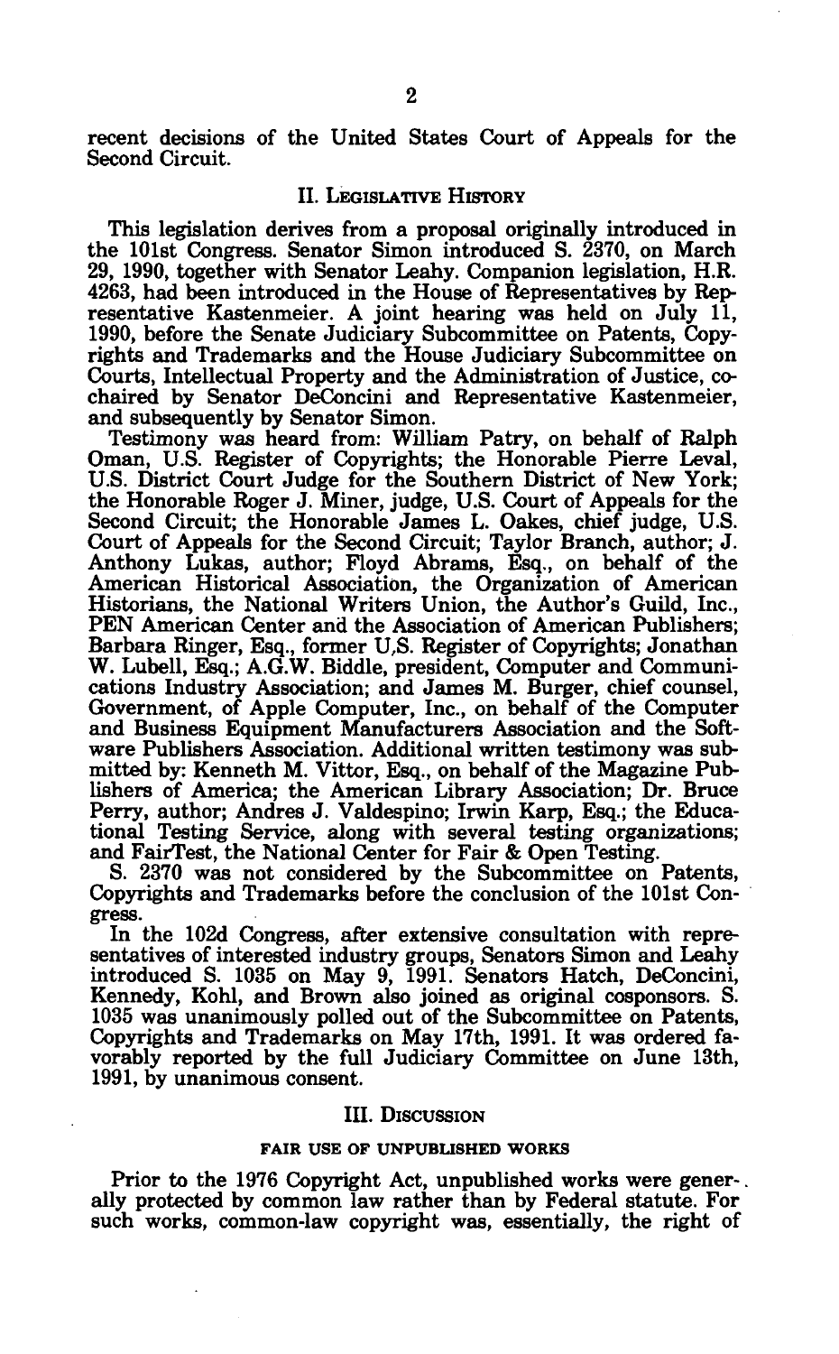recent decisions of the United States Court of Appeals for the Second Circuit.

## II. Legislative History

This legislation derives from a proposal originally introduced in the 101st Congress. Senator Simon introduced S. 2370, on March 29, 1990, together with Senator Leahy. Companion legislation, H.R. 4263, had been introduced in the House of Representatives by Representative Kastenmeier. A joint hearing was held on July 11, 1990, before the Senate Judiciary Subcommittee on Patents, Copyrights and Trademarks and the House Judiciary Subcommittee on Courts, Intellectual Property and the Administration of Justice, cochaired by Senator DeConcini and Representative Kastenmeier, and subsequently by Senator Simon.

Testimony was heard from: William Patry, on behalf of Ralph Oman, U.S. Register of Copyrights; the Honorable Pierre Leval, U.S. District Court Judge for the Southern District of New York; the Honorable Roger J. Miner, judge, U.S. Court of Appeals for the Second Circuit; the Honorable James L. Oakes, chief judge, U.S. Court of Appeals for the Second Circuit; Taylor Branch, author; J. Anthony Lukas, author; Floyd Abrams, Esq., on behalf of the American Historical Association, the Organization of American Historians, the National Writers Union, the Author's Guild, Inc., PEN American Center and the Association of American Publishers; Barbara Ringer, Esq., former U.S. Register of Copyrights; Jonathan W. Lubell, Esq.; A.G.W. Biddle, president, Computer and Communications Industry Association; and James M. Burger, chief counsel, Government, of Apple Computer, Inc., on behalf of the Computer and Business Equipment Manufacturers Association and the Software Publishers Association. Additional written testimony was submitted by: Kenneth M. Vittor, Esq., on behalf of the Magazine Publishers of America; the American Library Association; Dr. Bruce Perry, author; Andres J. Valdespino; Irwin Karp, Esq.; the Educational Testing Service, along with several testing organizations; and FairTest, the National Center for Fair & Open Testing.

S. 2370 was not considered by the Subcommittee on Patents, Copyrights and Trademarks before the conclusion of the 101st Congress.

In the 102d Congress, after extensive consultation with representatives of interested industry groups, Senators Simon and Leahy introduced S. 1035 on May 9, 1991. Senators Hatch, DeConcini, Kennedy, Kohl, and Brown also joined as original cosponsors. S. 1035 was unanimously polled out of the Subcommittee on Patents, Copyrights and Trademarks on May 17th, 1991. It was ordered favorably reported by the full Judiciary Committee on June 13th, 1991, by unanimous consent.

## III. Discussion

### Fair Use of Unpublished Works

Prior to the 1976 Copyright Act, unpublished works were generally protected by common law rather than by Federal statute. For such works, common-law copyright was, essentially, the right of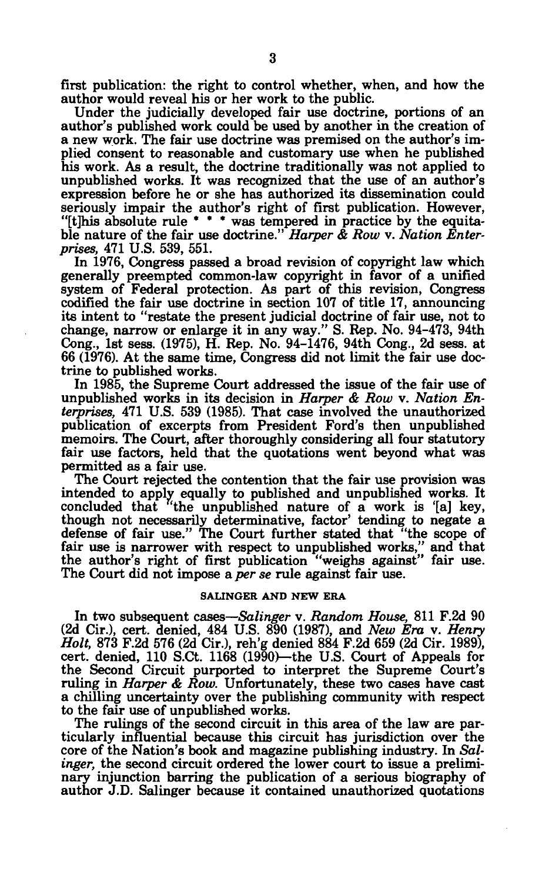first publication: the right to control whether, when, and how the author would reveal his or her work to the public.

Under the judicially developed fair use doctrine, portions of an author's published work could be used by another in the creation of a new work. The fair use doctrine was premised on the author's implied consent to reasonable and customary use when he published his work. As a result, the doctrine traditionally was not applied to unpublished works. It was recognized that the use of an author's expression before he or she has authorized its dissemination could seriously impair the author's right of first publication. However, "[t]his absolute rule * * * was tempered in practice by the equitable nature of the fair use doctrine." *Harper & Row* v. *Nation Enterprises,* 471 U.S. 539, 551.

In 1976, Congress passed a broad revision of copyright law which generally preempted common-law copyright in favor of a unified system of Federal protection. As part of this revision, Congress codified the fair use doctrine in section 107 of title 17, announcing its intent to "restate the present judicial doctrine of fair use, not to change, narrow or enlarge it in any way." S. Rep. No. 94-473, 94th Cong., 1st sess. (1975), H. Rep. No. 94-1476, 94th Cong., 2d sess. at 66 (1976). At the same time, Congress did not limit the fair use doctrine to published works.

In 1985, the Supreme Court addressed the issue of the fair use of unpublished works in its decision in *Harper & Row* v. *Nation Enterprises,* 471 U.S. 539 (1985). That case involved the unauthorized publication of excerpts from President Ford's then unpublished memoirs. The Court, after thoroughly considering all four statutory fair use factors, held that the quotations went beyond what was permitted as a fair use.

The Court rejected the contention that the fair use provision was intended to apply equally to published and unpublished works. It concluded that "the unpublished nature of a work is '[a] key, though not necessarily determinative, factor' tending to negate a defense of fair use." The Court further stated that "the scope of fair use is narrower with respect to unpublished works," and that the author's right of first publication "weighs against" fair use. The Court did not impose a *per se* rule against fair use.

## SALINGER AND NEW ERA

In two subsequent cases—*Salinger* v. *Random House,* 811 F.2d 90 (2d Cir.), cert. denied, 484 U.S. 890 (1987), and *New Era* v. *Henry Holt,* 873 F.2d 576 (2d Cir.), reh'g denied 884 F.2d 659 (2d Cir. 1989), cert. denied, 110 S.Ct. 1168 (1990)—the U.S. Court of Appeals for the Second Circuit purported to interpret the Supreme Court's ruling in *Harper & Row.* Unfortunately, these two cases have cast a chilling uncertainty over the publishing community with respect to the fair use of unpublished works.

The rulings of the second circuit in this area of the law are particularly influential because this circuit has jurisdiction over the core of the Nation's book and magazine publishing industry. In *Salinger,* the second circuit ordered the lower court to issue a preliminary injunction barring the publication of a serious biography of author J.D. Salinger because it contained unauthorized quotations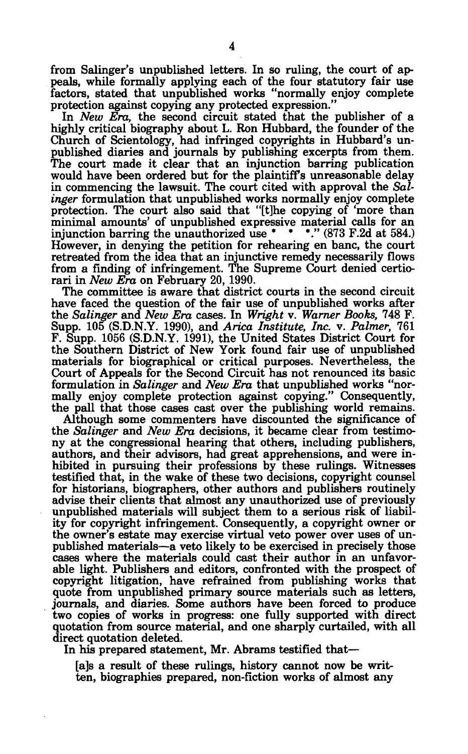from Salinger's unpublished letters. In so ruling, the court of appeals, while formally applying each of the four statutory fair use factors, stated that unpublished works "normally enjoy complete protection against copying any protected expression."

In *New Era*, the second circuit stated that the publisher of a highly critical biography about L. Ron Hubbard, the founder of the Church of Scientology, had infringed copyrights in Hubbard's unpublished diaries and journals by publishing excerpts from them. The court made it clear that an injunction barring publication would have been ordered but for the plaintiff's unreasonable delay in commencing the lawsuit. The court cited with approval the *Salinger* formulation that unpublished works normally enjoy complete protection. The court also said that "[t]he copying of 'more than minimal amounts' of unpublished expressive material calls for an injunction barring the unauthorized use * * *." (873 F.2d at 584.) However, in denying the petition for rehearing en banc, the court retreated from the idea that an injunctive remedy necessarily flows from a finding of infringement. The Supreme Court denied certiorari in *New Era* on February 20, 1990.

The committee is aware that district courts in the second circuit have faced the question of the fair use of unpublished works after the *Salinger* and *New Era* cases. In *Wright* v. *Warner Books,* 748 F. Supp. 105 (S.D.N.Y. 1990), and *Arica Institute, Inc.* v. *Palmer,* 761 F. Supp. 1056 (S.D.N.Y. 1991), the United States District Court for the Southern District of New York found fair use of unpublished materials for biographical or critical purposes. Nevertheless, the Court of Appeals for the Second Circuit has not renounced its basic formulation in *Salinger* and *New Era* that unpublished works "normally enjoy complete protection against copying." Consequently, the pall that those cases cast over the publishing world remains.

Although some commenters have discounted the significance of the *Salinger* and *New Era* decisions, it became clear from testimony at the congressional hearing that others, including publishers, authors, and their advisors, had great apprehensions, and were inhibited in pursuing their professions by these rulings. Witnesses testified that, in the wake of these two decisions, copyright counsel for historians, biographers, other authors and publishers routinely advise their clients that almost any unauthorized use of previously unpublished materials will subject them to a serious risk of liability for copyright infringement. Consequently, a copyright owner or the owner's estate may exercise virtual veto power over uses of unpublished materials—a veto likely to be exercised in precisely those cases where the materials could cast their author in an unfavorable light. Publishers and editors, confronted with the prospect of copyright litigation, have refrained from publishing works that quote from unpublished primary source materials such as letters, journals, and diaries. Some authors have been forced to produce two copies of works in progress: one fully supported with direct quotation from source material, and one sharply curtailed, with all direct quotation deleted.

In his prepared statement, Mr. Abrams testified that—

> [a]s a result of these rulings, history cannot now be written, biographies prepared, non-fiction works of almost any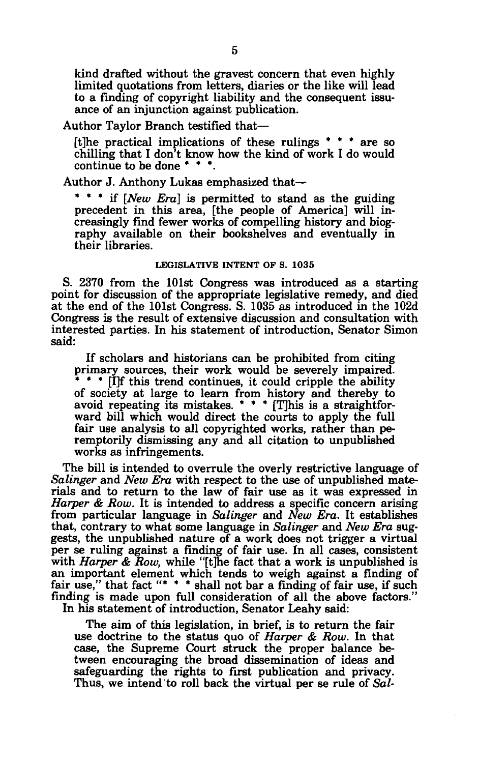kind drafted without the gravest concern that even highly limited quotations from letters, diaries or the like will lead to a finding of copyright liability and the consequent issuance of an injunction against publication.

Author Taylor Branch testified that—

> [t]he practical implications of these rulings * * * are so chilling that I don't know how the kind of work I do would continue to be done * * *.

Author J. Anthony Lukas emphasized that—

> * * * if [*New Era*] is permitted to stand as the guiding precedent in this area, [the people of America] will increasingly find fewer works of compelling history and biography available on their bookshelves and eventually in their libraries.

### LEGISLATIVE INTENT OF S. 1035

S. 2370 from the 101st Congress was introduced as a starting point for discussion of the appropriate legislative remedy, and died at the end of the 101st Congress. S. 1035 as introduced in the 102d Congress is the result of extensive discussion and consultation with interested parties. In his statement of introduction, Senator Simon said:

> If scholars and historians can be prohibited from citing primary sources, their work would be severely impaired. * * * [I]f this trend continues, it could cripple the ability of society at large to learn from history and thereby to avoid repeating its mistakes. * * * [T]his is a straightforward bill which would direct the courts to apply the full fair use analysis to all copyrighted works, rather than peremptorily dismissing any and all citation to unpublished works as infringements.

The bill is intended to overrule the overly restrictive language of *Salinger* and *New Era* with respect to the use of unpublished materials and to return to the law of fair use as it was expressed in *Harper & Row*. It is intended to address a specific concern arising from particular language in *Salinger* and *New Era*. It establishes that, contrary to what some language in *Salinger* and *New Era* suggests, the unpublished nature of a work does not trigger a virtual per se ruling against a finding of fair use. In all cases, consistent with *Harper & Row*, while "[t]he fact that a work is unpublished is an important element which tends to weigh against a finding of fair use," that fact "* * * shall not bar a finding of fair use, if such finding is made upon full consideration of all the above factors."

In his statement of introduction, Senator Leahy said:

> The aim of this legislation, in brief, is to return the fair use doctrine to the status quo of *Harper & Row*. In that case, the Supreme Court struck the proper balance between encouraging the broad dissemination of ideas and safeguarding the rights to first publication and privacy. Thus, we intend to roll back the virtual per se rule of *Sal-*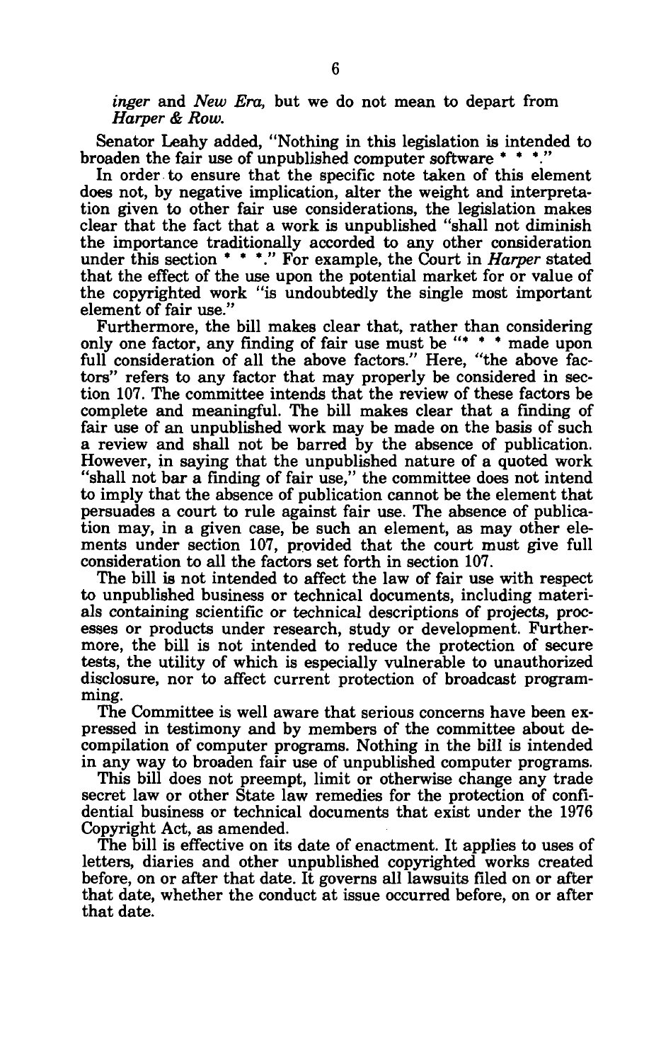*inger* and *New Era*, but we do not mean to depart from *Harper & Row*.

Senator Leahy added, "Nothing in this legislation is intended to broaden the fair use of unpublished computer software * * *."

In order to ensure that the specific note taken of this element does not, by negative implication, alter the weight and interpretation given to other fair use considerations, the legislation makes clear that the fact that a work is unpublished "shall not diminish the importance traditionally accorded to any other consideration under this section * * *." For example, the Court in *Harper* stated that the effect of the use upon the potential market for or value of the copyrighted work "is undoubtedly the single most important element of fair use."

Furthermore, the bill makes clear that, rather than considering only one factor, any finding of fair use must be "* * * made upon full consideration of all the above factors." Here, "the above factors" refers to any factor that may properly be considered in section 107. The committee intends that the review of these factors be complete and meaningful. The bill makes clear that a finding of fair use of an unpublished work may be made on the basis of such a review and shall not be barred by the absence of publication. However, in saying that the unpublished nature of a quoted work "shall not bar a finding of fair use," the committee does not intend to imply that the absence of publication cannot be the element that persuades a court to rule against fair use. The absence of publication may, in a given case, be such an element, as may other elements under section 107, provided that the court must give full consideration to all the factors set forth in section 107.

The bill is not intended to affect the law of fair use with respect to unpublished business or technical documents, including materials containing scientific or technical descriptions of projects, processes or products under research, study or development. Furthermore, the bill is not intended to reduce the protection of secure tests, the utility of which is especially vulnerable to unauthorized disclosure, nor to affect current protection of broadcast programming.

The Committee is well aware that serious concerns have been expressed in testimony and by members of the committee about decompilation of computer programs. Nothing in the bill is intended in any way to broaden fair use of unpublished computer programs.

This bill does not preempt, limit or otherwise change any trade secret law or other State law remedies for the protection of confidential business or technical documents that exist under the 1976 Copyright Act, as amended.

The bill is effective on its date of enactment. It applies to uses of letters, diaries and other unpublished copyrighted works created before, on or after that date. It governs all lawsuits filed on or after that date, whether the conduct at issue occurred before, on or after that date.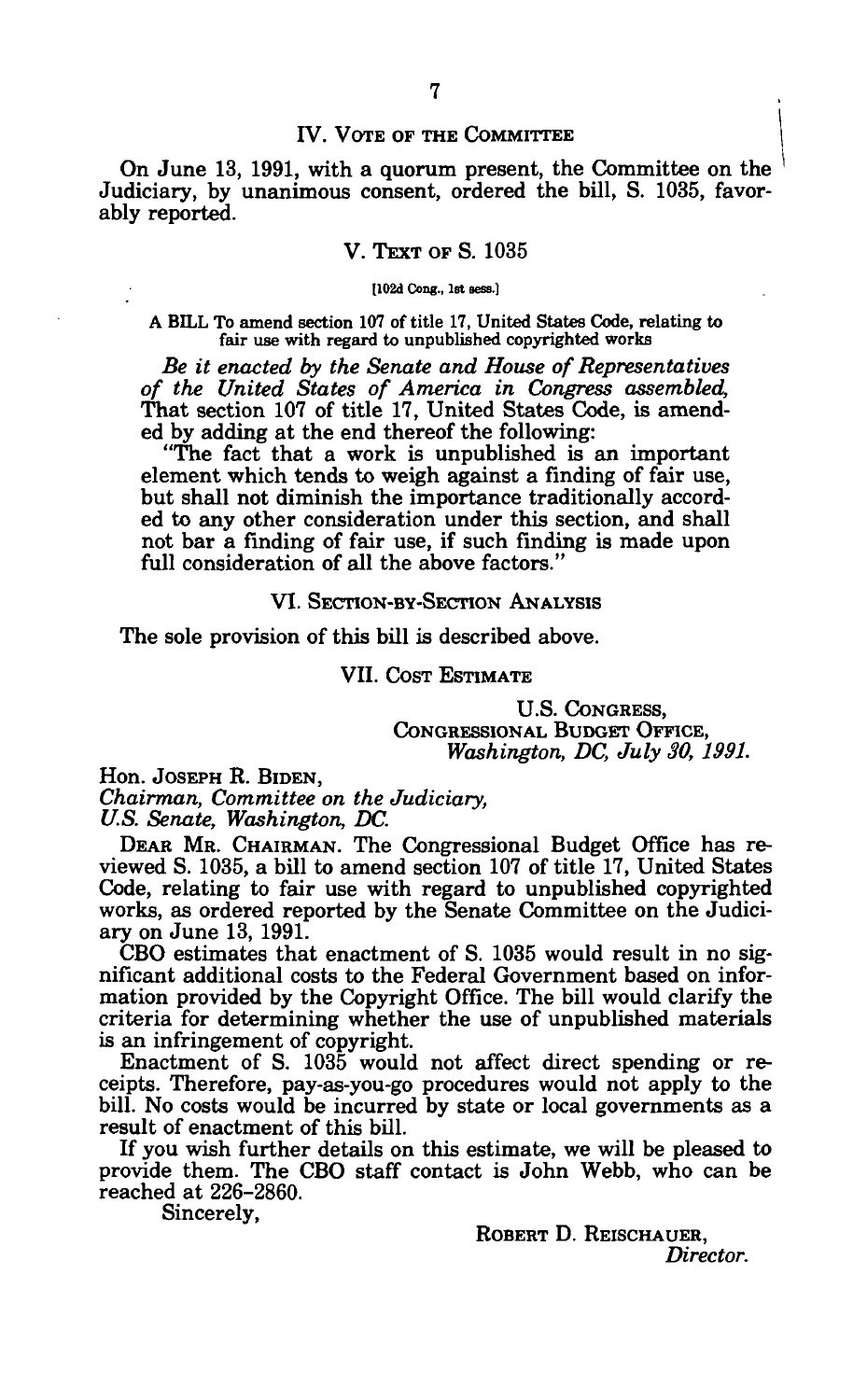## IV. Vote of the Committee

On June 13, 1991, with a quorum present, the Committee on the Judiciary, by unanimous consent, ordered the bill, S. 1035, favorably reported.

## V. Text of S. 1035

[102d Cong., 1st sess.]

A BILL To amend section 107 of title 17, United States Code, relating to fair use with regard to unpublished copyrighted works

*Be it enacted by the Senate and House of Representatives of the United States of America in Congress assembled,* That section 107 of title 17, United States Code, is amended by adding at the end thereof the following:

"The fact that a work is unpublished is an important element which tends to weigh against a finding of fair use, but shall not diminish the importance traditionally accorded to any other consideration under this section, and shall not bar a finding of fair use, if such finding is made upon full consideration of all the above factors."

## VI. Section-by-Section Analysis

The sole provision of this bill is described above.

## VII. Cost Estimate

U.S. Congress,
Congressional Budget Office,
*Washington, DC, July 30, 1991.*

Hon. Joseph R. Biden,
*Chairman, Committee on the Judiciary,*
*U.S. Senate, Washington, DC.*

Dear Mr. Chairman. The Congressional Budget Office has reviewed S. 1035, a bill to amend section 107 of title 17, United States Code, relating to fair use with regard to unpublished copyrighted works, as ordered reported by the Senate Committee on the Judiciary on June 13, 1991.

CBO estimates that enactment of S. 1035 would result in no significant additional costs to the Federal Government based on information provided by the Copyright Office. The bill would clarify the criteria for determining whether the use of unpublished materials is an infringement of copyright.

Enactment of S. 1035 would not affect direct spending or receipts. Therefore, pay-as-you-go procedures would not apply to the bill. No costs would be incurred by state or local governments as a result of enactment of this bill.

If you wish further details on this estimate, we will be pleased to provide them. The CBO staff contact is John Webb, who can be reached at 226-2860.

Sincerely,

Robert D. Reischauer,
*Director.*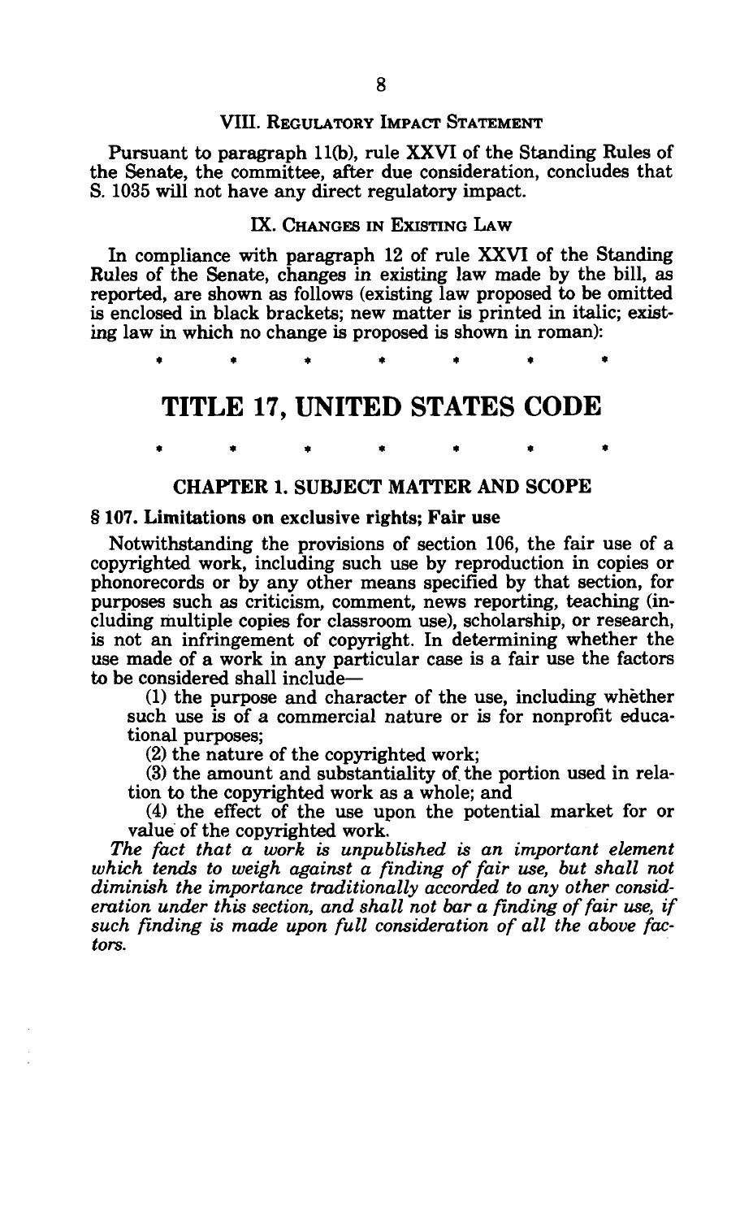### VIII. Regulatory Impact Statement

Pursuant to paragraph 11(b), rule XXVI of the Standing Rules of the Senate, the committee, after due consideration, concludes that S. 1035 will not have any direct regulatory impact.

### IX. Changes in Existing Law

In compliance with paragraph 12 of rule XXVI of the Standing Rules of the Senate, changes in existing law made by the bill, as reported, are shown as follows (existing law proposed to be omitted is enclosed in black brackets; new matter is printed in italic; existing law in which no change is proposed is shown in roman):

\* \* \* \* \* \* \*

# TITLE 17, UNITED STATES CODE

\* \* \* \* \* \* \*

## CHAPTER 1. SUBJECT MATTER AND SCOPE

**§ 107. Limitations on exclusive rights; Fair use**

Notwithstanding the provisions of section 106, the fair use of a copyrighted work, including such use by reproduction in copies or phonorecords or by any other means specified by that section, for purposes such as criticism, comment, news reporting, teaching (including multiple copies for classroom use), scholarship, or research, is not an infringement of copyright. In determining whether the use made of a work in any particular case is a fair use the factors to be considered shall include—

(1) the purpose and character of the use, including whether such use is of a commercial nature or is for nonprofit educational purposes;

(2) the nature of the copyrighted work;

(3) the amount and substantiality of the portion used in relation to the copyrighted work as a whole; and

(4) the effect of the use upon the potential market for or value of the copyrighted work.

*The fact that a work is unpublished is an important element which tends to weigh against a finding of fair use, but shall not diminish the importance traditionally accorded to any other consideration under this section, and shall not bar a finding of fair use, if such finding is made upon full consideration of all the above factors.*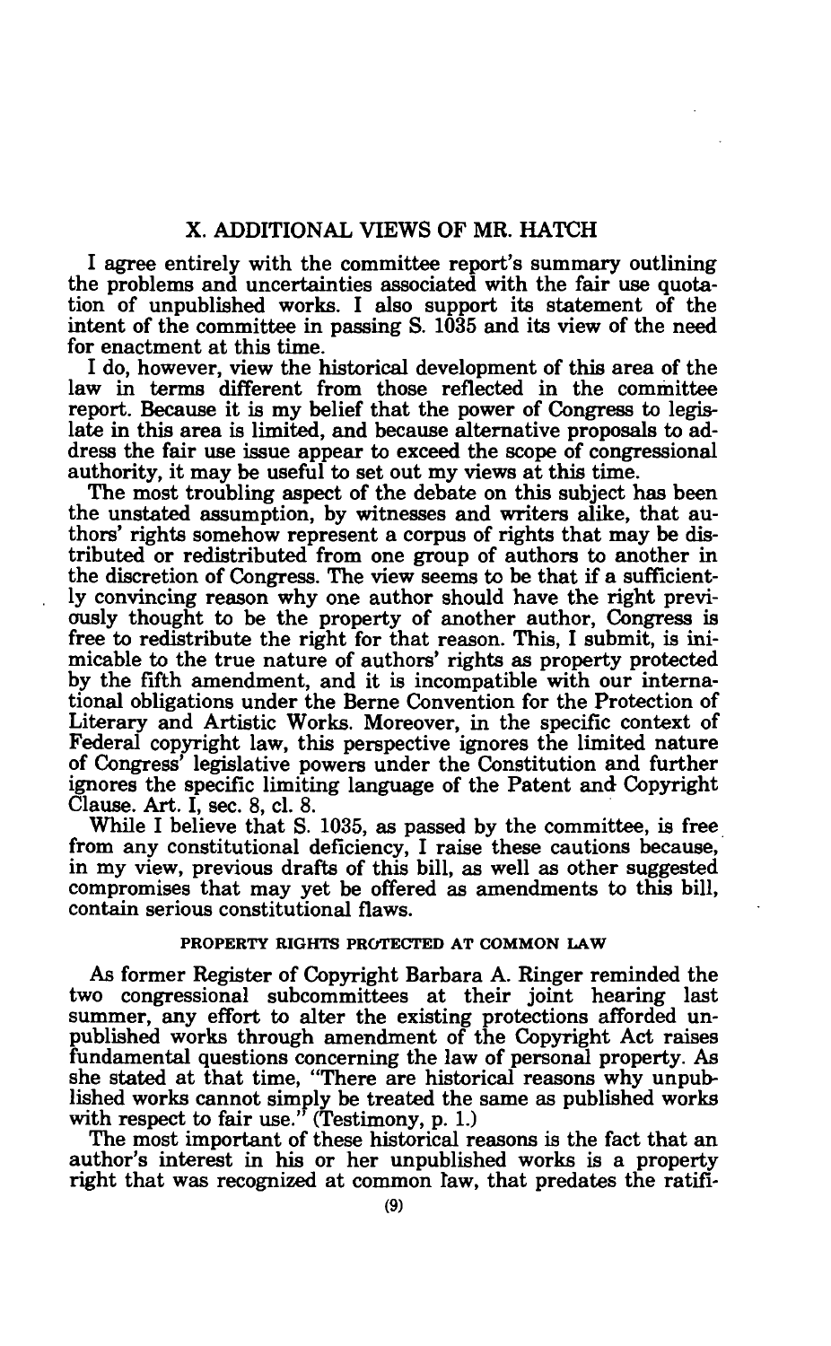## X. ADDITIONAL VIEWS OF MR. HATCH

I agree entirely with the committee report's summary outlining the problems and uncertainties associated with the fair use quotation of unpublished works. I also support its statement of the intent of the committee in passing S. 1035 and its view of the need for enactment at this time.

I do, however, view the historical development of this area of the law in terms different from those reflected in the committee report. Because it is my belief that the power of Congress to legislate in this area is limited, and because alternative proposals to address the fair use issue appear to exceed the scope of congressional authority, it may be useful to set out my views at this time.

The most troubling aspect of the debate on this subject has been the unstated assumption, by witnesses and writers alike, that authors' rights somehow represent a corpus of rights that may be distributed or redistributed from one group of authors to another in the discretion of Congress. The view seems to be that if a sufficiently convincing reason why one author should have the right previously thought to be the property of another author, Congress is free to redistribute the right for that reason. This, I submit, is inimicable to the true nature of authors' rights as property protected by the fifth amendment, and it is incompatible with our international obligations under the Berne Convention for the Protection of Literary and Artistic Works. Moreover, in the specific context of Federal copyright law, this perspective ignores the limited nature of Congress' legislative powers under the Constitution and further ignores the specific limiting language of the Patent and Copyright Clause. Art. I, sec. 8, cl. 8.

While I believe that S. 1035, as passed by the committee, is free from any constitutional deficiency, I raise these cautions because, in my view, previous drafts of this bill, as well as other suggested compromises that may yet be offered as amendments to this bill, contain serious constitutional flaws.

### PROPERTY RIGHTS PROTECTED AT COMMON LAW

As former Register of Copyright Barbara A. Ringer reminded the two congressional subcommittees at their joint hearing last summer, any effort to alter the existing protections afforded unpublished works through amendment of the Copyright Act raises fundamental questions concerning the law of personal property. As she stated at that time, "There are historical reasons why unpublished works cannot simply be treated the same as published works with respect to fair use." (Testimony, p. 1.)

The most important of these historical reasons is the fact that an author's interest in his or her unpublished works is a property right that was recognized at common law, that predates the ratifi-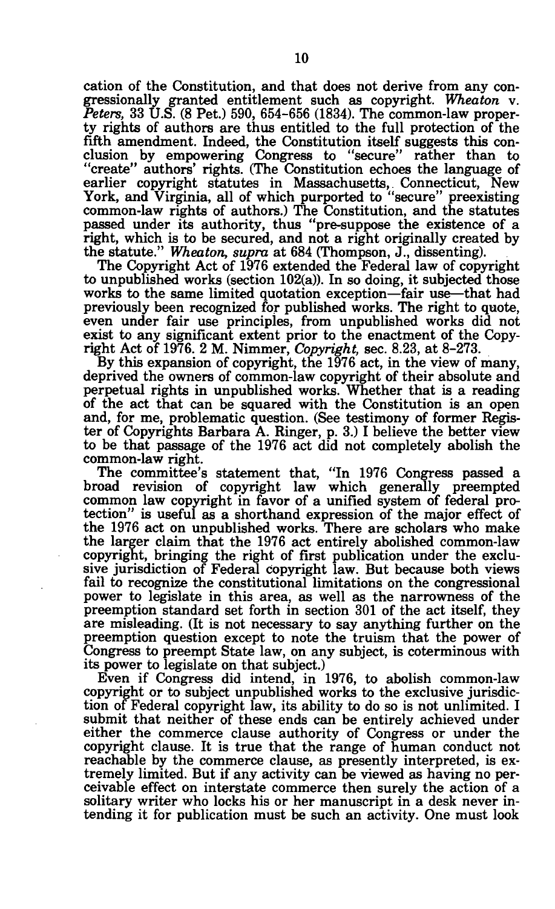cation of the Constitution, and that does not derive from any congressionally granted entitlement such as copyright. *Wheaton* v. *Peters*, 33 U.S. (8 Pet.) 590, 654–656 (1834). The common-law property rights of authors are thus entitled to the full protection of the fifth amendment. Indeed, the Constitution itself suggests this conclusion by empowering Congress to "secure" rather than to "create" authors' rights. (The Constitution echoes the language of earlier copyright statutes in Massachusetts, Connecticut, New York, and Virginia, all of which purported to "secure" preexisting common-law rights of authors.) The Constitution, and the statutes passed under its authority, thus "pre-suppose the existence of a right, which is to be secured, and not a right originally created by the statute." *Wheaton, supra* at 684 (Thompson, J., dissenting).

The Copyright Act of 1976 extended the Federal law of copyright to unpublished works (section 102(a)). In so doing, it subjected those works to the same limited quotation exception—fair use—that had previously been recognized for published works. The right to quote, even under fair use principles, from unpublished works did not exist to any significant extent prior to the enactment of the Copyright Act of 1976. 2 M. Nimmer, *Copyright*, sec. 8.23, at 8–273.

By this expansion of copyright, the 1976 act, in the view of many, deprived the owners of common-law copyright of their absolute and perpetual rights in unpublished works. Whether that is a reading of the act that can be squared with the Constitution is an open and, for me, problematic question. (See testimony of former Register of Copyrights Barbara A. Ringer, p. 3.) I believe the better view to be that passage of the 1976 act did not completely abolish the common-law right.

The committee's statement that, "In 1976 Congress passed a broad revision of copyright law which generally preempted common law copyright in favor of a unified system of federal protection" is useful as a shorthand expression of the major effect of the 1976 act on unpublished works. There are scholars who make the larger claim that the 1976 act entirely abolished common-law copyright, bringing the right of first publication under the exclusive jurisdiction of Federal copyright law. But because both views fail to recognize the constitutional limitations on the congressional power to legislate in this area, as well as the narrowness of the preemption standard set forth in section 301 of the act itself, they are misleading. (It is not necessary to say anything further on the preemption question except to note the truism that the power of Congress to preempt State law, on any subject, is coterminous with its power to legislate on that subject.)

Even if Congress did intend, in 1976, to abolish common-law copyright or to subject unpublished works to the exclusive jurisdiction of Federal copyright law, its ability to do so is not unlimited. I submit that neither of these ends can be entirely achieved under either the commerce clause authority of Congress or under the copyright clause. It is true that the range of human conduct not reachable by the commerce clause, as presently interpreted, is extremely limited. But if any activity can be viewed as having no perceivable effect on interstate commerce then surely the action of a solitary writer who locks his or her manuscript in a desk never intending it for publication must be such an activity. One must look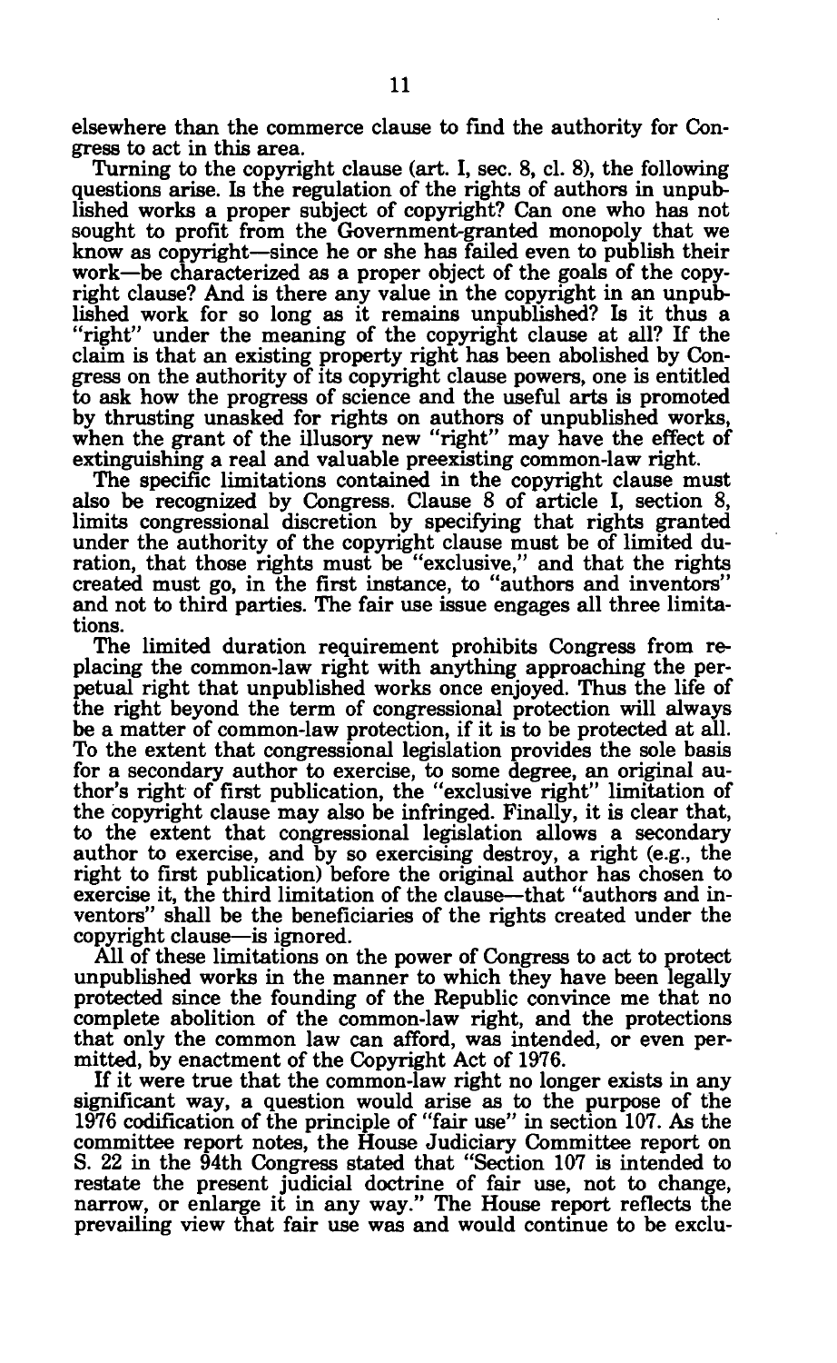elsewhere than the commerce clause to find the authority for Congress to act in this area.

Turning to the copyright clause (art. I, sec. 8, cl. 8), the following questions arise. Is the regulation of the rights of authors in unpublished works a proper subject of copyright? Can one who has not sought to profit from the Government-granted monopoly that we know as copyright—since he or she has failed even to publish their work—be characterized as a proper object of the goals of the copyright clause? And is there any value in the copyright in an unpublished work for so long as it remains unpublished? Is it thus a "right" under the meaning of the copyright clause at all? If the claim is that an existing property right has been abolished by Congress on the authority of its copyright clause powers, one is entitled to ask how the progress of science and the useful arts is promoted by thrusting unasked for rights on authors of unpublished works, when the grant of the illusory new "right" may have the effect of extinguishing a real and valuable preexisting common-law right.

The specific limitations contained in the copyright clause must also be recognized by Congress. Clause 8 of article I, section 8, limits congressional discretion by specifying that rights granted under the authority of the copyright clause must be of limited duration, that those rights must be "exclusive," and that the rights created must go, in the first instance, to "authors and inventors" and not to third parties. The fair use issue engages all three limitations.

The limited duration requirement prohibits Congress from replacing the common-law right with anything approaching the perpetual right that unpublished works once enjoyed. Thus the life of the right beyond the term of congressional protection will always be a matter of common-law protection, if it is to be protected at all. To the extent that congressional legislation provides the sole basis for a secondary author to exercise, to some degree, an original author's right of first publication, the "exclusive right" limitation of the copyright clause may also be infringed. Finally, it is clear that, to the extent that congressional legislation allows a secondary author to exercise, and by so exercising destroy, a right (e.g., the right to first publication) before the original author has chosen to exercise it, the third limitation of the clause—that "authors and inventors" shall be the beneficiaries of the rights created under the copyright clause—is ignored.

All of these limitations on the power of Congress to act to protect unpublished works in the manner to which they have been legally protected since the founding of the Republic convince me that no complete abolition of the common-law right, and the protections that only the common law can afford, was intended, or even permitted, by enactment of the Copyright Act of 1976.

If it were true that the common-law right no longer exists in any significant way, a question would arise as to the purpose of the 1976 codification of the principle of "fair use" in section 107. As the committee report notes, the House Judiciary Committee report on S. 22 in the 94th Congress stated that "Section 107 is intended to restate the present judicial doctrine of fair use, not to change, narrow, or enlarge it in any way." The House report reflects the prevailing view that fair use was and would continue to be exclu-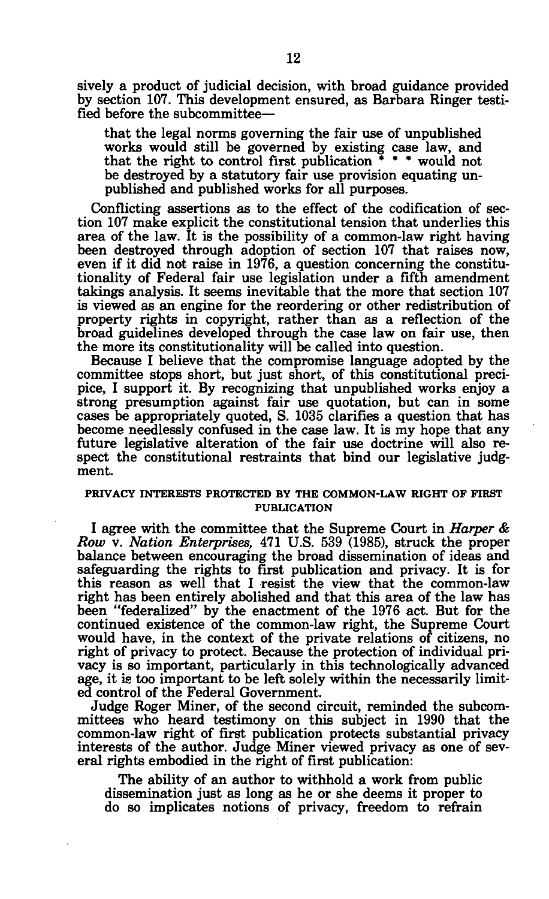sively a product of judicial decision, with broad guidance provided by section 107. This development ensured, as Barbara Ringer testified before the subcommittee—

> that the legal norms governing the fair use of unpublished works would still be governed by existing case law, and that the right to control first publication * * * would not be destroyed by a statutory fair use provision equating unpublished and published works for all purposes.

Conflicting assertions as to the effect of the codification of section 107 make explicit the constitutional tension that underlies this area of the law. It is the possibility of a common-law right having been destroyed through adoption of section 107 that raises now, even if it did not raise in 1976, a question concerning the constitutionality of Federal fair use legislation under a fifth amendment takings analysis. It seems inevitable that the more that section 107 is viewed as an engine for the reordering or other redistribution of property rights in copyright, rather than as a reflection of the broad guidelines developed through the case law on fair use, then the more its constitutionality will be called into question.

Because I believe that the compromise language adopted by the committee stops short, but just short, of this constitutional precipice, I support it. By recognizing that unpublished works enjoy a strong presumption against fair use quotation, but can in some cases be appropriately quoted, S. 1035 clarifies a question that has become needlessly confused in the case law. It is my hope that any future legislative alteration of the fair use doctrine will also respect the constitutional restraints that bind our legislative judgment.

## PRIVACY INTERESTS PROTECTED BY THE COMMON-LAW RIGHT OF FIRST PUBLICATION

I agree with the committee that the Supreme Court in *Harper & Row* v. *Nation Enterprises,* 471 U.S. 539 (1985), struck the proper balance between encouraging the broad dissemination of ideas and safeguarding the rights to first publication and privacy. It is for this reason as well that I resist the view that the common-law right has been entirely abolished and that this area of the law has been "federalized" by the enactment of the 1976 act. But for the continued existence of the common-law right, the Supreme Court would have, in the context of the private relations of citizens, no right of privacy to protect. Because the protection of individual privacy is so important, particularly in this technologically advanced age, it is too important to be left solely within the necessarily limited control of the Federal Government.

Judge Roger Miner, of the second circuit, reminded the subcommittees who heard testimony on this subject in 1990 that the common-law right of first publication protects substantial privacy interests of the author. Judge Miner viewed privacy as one of several rights embodied in the right of first publication:

> The ability of an author to withhold a work from public dissemination just as long as he or she deems it proper to do so implicates notions of privacy, freedom to refrain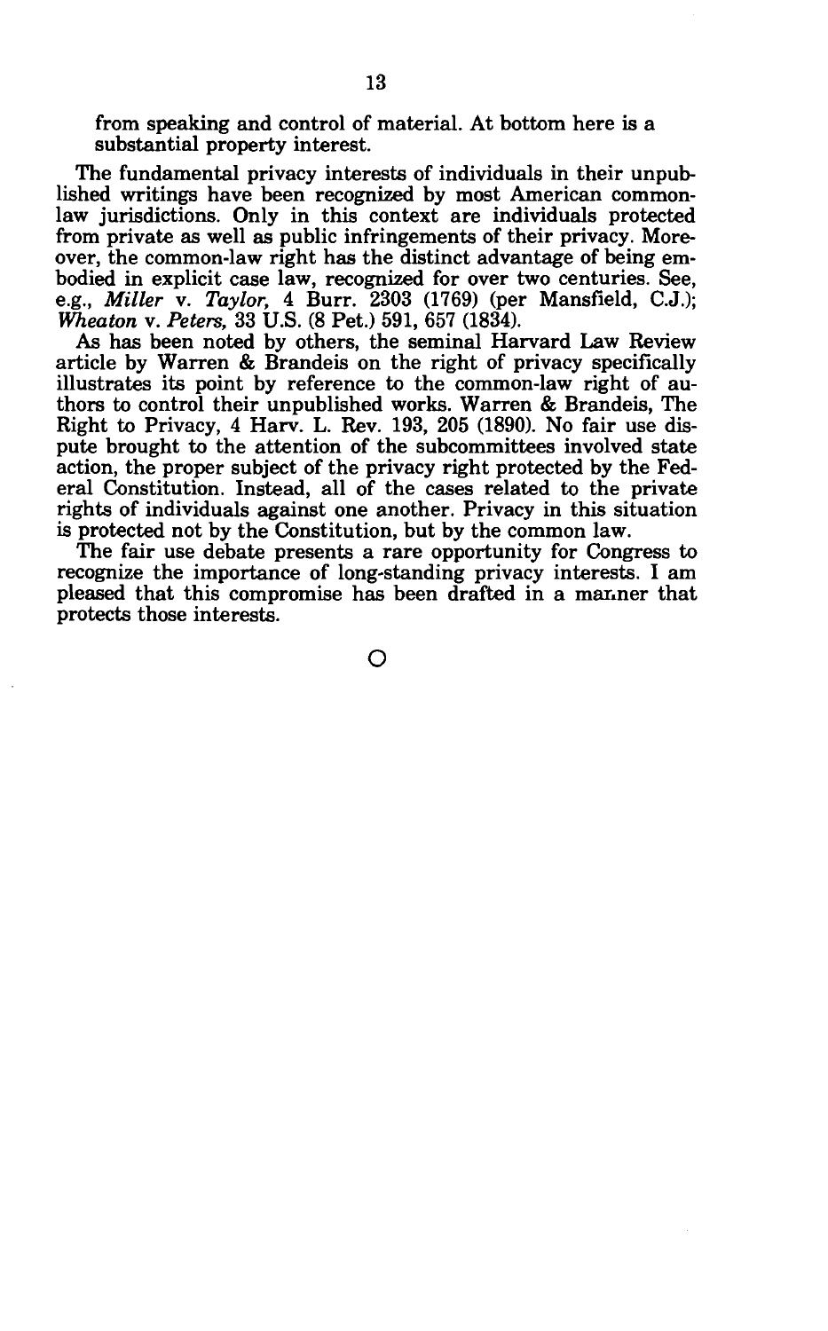from speaking and control of material. At bottom here is a substantial property interest.

The fundamental privacy interests of individuals in their unpublished writings have been recognized by most American common-law jurisdictions. Only in this context are individuals protected from private as well as public infringements of their privacy. Moreover, the common-law right has the distinct advantage of being embodied in explicit case law, recognized for over two centuries. See, e.g., *Miller* v. *Taylor*, 4 Burr. 2303 (1769) (per Mansfield, C.J.); *Wheaton* v. *Peters*, 33 U.S. (8 Pet.) 591, 657 (1834).

As has been noted by others, the seminal Harvard Law Review article by Warren & Brandeis on the right of privacy specifically illustrates its point by reference to the common-law right of authors to control their unpublished works. Warren & Brandeis, The Right to Privacy, 4 Harv. L. Rev. 193, 205 (1890). No fair use dispute brought to the attention of the subcommittees involved state action, the proper subject of the privacy right protected by the Federal Constitution. Instead, all of the cases related to the private rights of individuals against one another. Privacy in this situation is protected not by the Constitution, but by the common law.

The fair use debate presents a rare opportunity for Congress to recognize the importance of long-standing privacy interests. I am pleased that this compromise has been drafted in a manner that protects those interests.

O